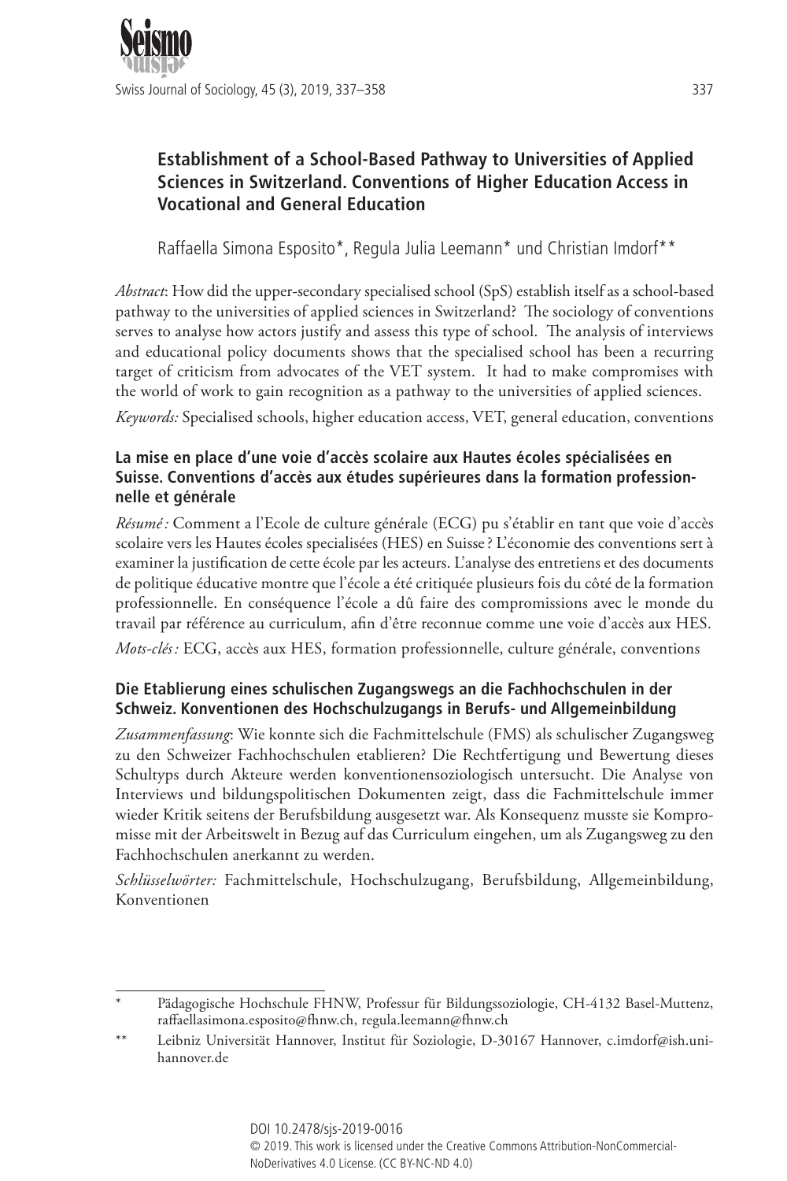# Establishment of a School-Based Pathway to Universities of Applied Sciences in Switzerland. Conventions of Higher Education Access in Vocational and General Education

Raffaella Simona Esposito*, Regula Julia Leemann* und Christian Imdorf**

*Abstract*: How did the upper-secondary specialised school (SpS) establish itself as a school-based pathway to the universities of applied sciences in Switzerland? The sociology of conventions serves to analyse how actors justify and assess this type of school. The analysis of interviews and educational policy documents shows that the specialised school has been a recurring target of criticism from advocates of the VET system. It had to make compromises with the world of work to gain recognition as a pathway to the universities of applied sciences.

*Keywords:* Specialised schools, higher education access, VET, general education, conventions

## La mise en place d'une voie d'accès scolaire aux Hautes écoles spécialisées en Suisse. Conventions d'accès aux études supérieures dans la formation professionnelle et générale

*Résumé :* Comment a l'Ecole de culture générale (ECG) pu s'établir en tant que voie d'accès scolaire vers les Hautes écoles specialisées (HES) en Suisse ? L'économie des conventions sert à examiner la justification de cette école par les acteurs. L'analyse des entretiens et des documents de politique éducative montre que l'école a été critiquée plusieurs fois du côté de la formation professionnelle. En conséquence l'école a dû faire des compromissions avec le monde du travail par référence au curriculum, afin d'être reconnue comme une voie d'accès aux HES.

*Mots-clés :* ECG, accès aux HES, formation professionnelle, culture générale, conventions

## Die Etablierung eines schulischen Zugangswegs an die Fachhochschulen in der Schweiz. Konventionen des Hochschulzugangs in Berufs- und Allgemeinbildung

*Zusammenfassung*: Wie konnte sich die Fachmittelschule (FMS) als schulischer Zugangsweg zu den Schweizer Fachhochschulen etablieren? Die Rechtfertigung und Bewertung dieses Schultyps durch Akteure werden konventionensoziologisch untersucht. Die Analyse von Interviews und bildungspolitischen Dokumenten zeigt, dass die Fachmittelschule immer wieder Kritik seitens der Berufsbildung ausgesetzt war. Als Konsequenz musste sie Kompromisse mit der Arbeitswelt in Bezug auf das Curriculum eingehen, um als Zugangsweg zu den Fachhochschulen anerkannt zu werden.

*Schlüsselwörter:* Fachmittelschule, Hochschulzugang, Berufsbildung, Allgemeinbildung, Konventionen

---

\* Pädagogische Hochschule FHNW, Professur für Bildungssoziologie, CH-4132 Basel-Muttenz, raffaellasimona.esposito@fhnw.ch, regula.leemann@fhnw.ch

\*\* Leibniz Universität Hannover, Institut für Soziologie, D-30167 Hannover, c.imdorf@ish.uni-hannover.de

DOI 10.2478/sjs-2019-0016

© 2019. This work is licensed under the Creative Commons Attribution-NonCommercial-NoDerivatives 4.0 License. (CC BY-NC-ND 4.0)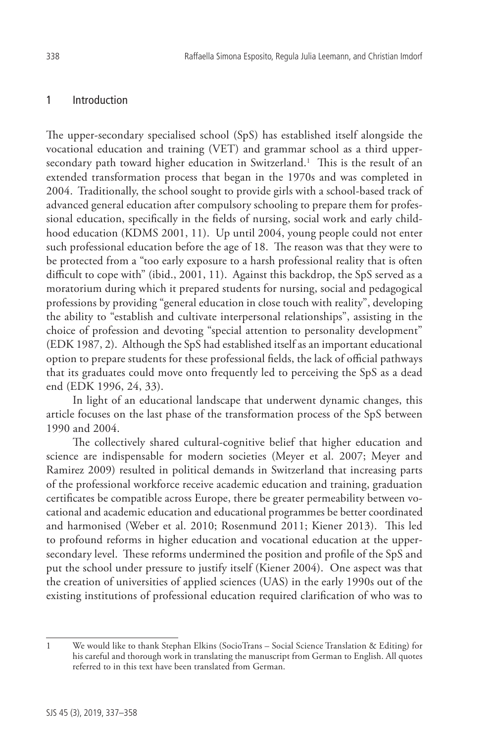## 1 Introduction

The upper-secondary specialised school (SpS) has established itself alongside the vocational education and training (VET) and grammar school as a third upper-secondary path toward higher education in Switzerland.[1] This is the result of an extended transformation process that began in the 1970s and was completed in 2004. Traditionally, the school sought to provide girls with a school-based track of advanced general education after compulsory schooling to prepare them for professional education, specifically in the fields of nursing, social work and early childhood education (KDMS 2001, 11). Up until 2004, young people could not enter such professional education before the age of 18. The reason was that they were to be protected from a "too early exposure to a harsh professional reality that is often difficult to cope with" (ibid., 2001, 11). Against this backdrop, the SpS served as a moratorium during which it prepared students for nursing, social and pedagogical professions by providing "general education in close touch with reality", developing the ability to "establish and cultivate interpersonal relationships", assisting in the choice of profession and devoting "special attention to personality development" (EDK 1987, 2). Although the SpS had established itself as an important educational option to prepare students for these professional fields, the lack of official pathways that its graduates could move onto frequently led to perceiving the SpS as a dead end (EDK 1996, 24, 33).

In light of an educational landscape that underwent dynamic changes, this article focuses on the last phase of the transformation process of the SpS between 1990 and 2004.

The collectively shared cultural-cognitive belief that higher education and science are indispensable for modern societies (Meyer et al. 2007; Meyer and Ramirez 2009) resulted in political demands in Switzerland that increasing parts of the professional workforce receive academic education and training, graduation certificates be compatible across Europe, there be greater permeability between vocational and academic education and educational programmes be better coordinated and harmonised (Weber et al. 2010; Rosenmund 2011; Kiener 2013). This led to profound reforms in higher education and vocational education at the upper-secondary level. These reforms undermined the position and profile of the SpS and put the school under pressure to justify itself (Kiener 2004). One aspect was that the creation of universities of applied sciences (UAS) in the early 1990s out of the existing institutions of professional education required clarification of who was to

---

1 We would like to thank Stephan Elkins (SocioTrans – Social Science Translation & Editing) for his careful and thorough work in translating the manuscript from German to English. All quotes referred to in this text have been translated from German.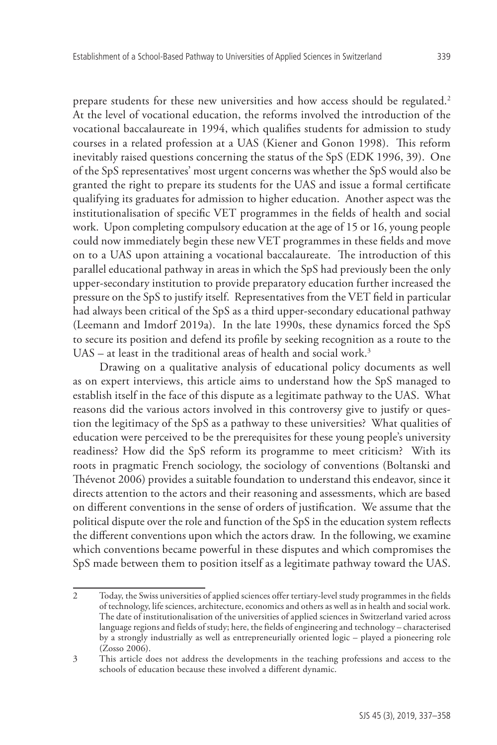prepare students for these new universities and how access should be regulated.[2] At the level of vocational education, the reforms involved the introduction of the vocational baccalaureate in 1994, which qualifies students for admission to study courses in a related profession at a UAS (Kiener and Gonon 1998). This reform inevitably raised questions concerning the status of the SpS (EDK 1996, 39). One of the SpS representatives' most urgent concerns was whether the SpS would also be granted the right to prepare its students for the UAS and issue a formal certificate qualifying its graduates for admission to higher education. Another aspect was the institutionalisation of specific VET programmes in the fields of health and social work. Upon completing compulsory education at the age of 15 or 16, young people could now immediately begin these new VET programmes in these fields and move on to a UAS upon attaining a vocational baccalaureate. The introduction of this parallel educational pathway in areas in which the SpS had previously been the only upper-secondary institution to provide preparatory education further increased the pressure on the SpS to justify itself. Representatives from the VET field in particular had always been critical of the SpS as a third upper-secondary educational pathway (Leemann and Imdorf 2019a). In the late 1990s, these dynamics forced the SpS to secure its position and defend its profile by seeking recognition as a route to the UAS – at least in the traditional areas of health and social work.[3]

Drawing on a qualitative analysis of educational policy documents as well as on expert interviews, this article aims to understand how the SpS managed to establish itself in the face of this dispute as a legitimate pathway to the UAS. What reasons did the various actors involved in this controversy give to justify or question the legitimacy of the SpS as a pathway to these universities? What qualities of education were perceived to be the prerequisites for these young people's university readiness? How did the SpS reform its programme to meet criticism? With its roots in pragmatic French sociology, the sociology of conventions (Boltanski and Thévenot 2006) provides a suitable foundation to understand this endeavor, since it directs attention to the actors and their reasoning and assessments, which are based on different conventions in the sense of orders of justification. We assume that the political dispute over the role and function of the SpS in the education system reflects the different conventions upon which the actors draw. In the following, we examine which conventions became powerful in these disputes and which compromises the SpS made between them to position itself as a legitimate pathway toward the UAS.

---

2 Today, the Swiss universities of applied sciences offer tertiary-level study programmes in the fields of technology, life sciences, architecture, economics and others as well as in health and social work. The date of institutionalisation of the universities of applied sciences in Switzerland varied across language regions and fields of study; here, the fields of engineering and technology – characterised by a strongly industrially as well as entrepreneurially oriented logic – played a pioneering role (Zosso 2006).

3 This article does not address the developments in the teaching professions and access to the schools of education because these involved a different dynamic.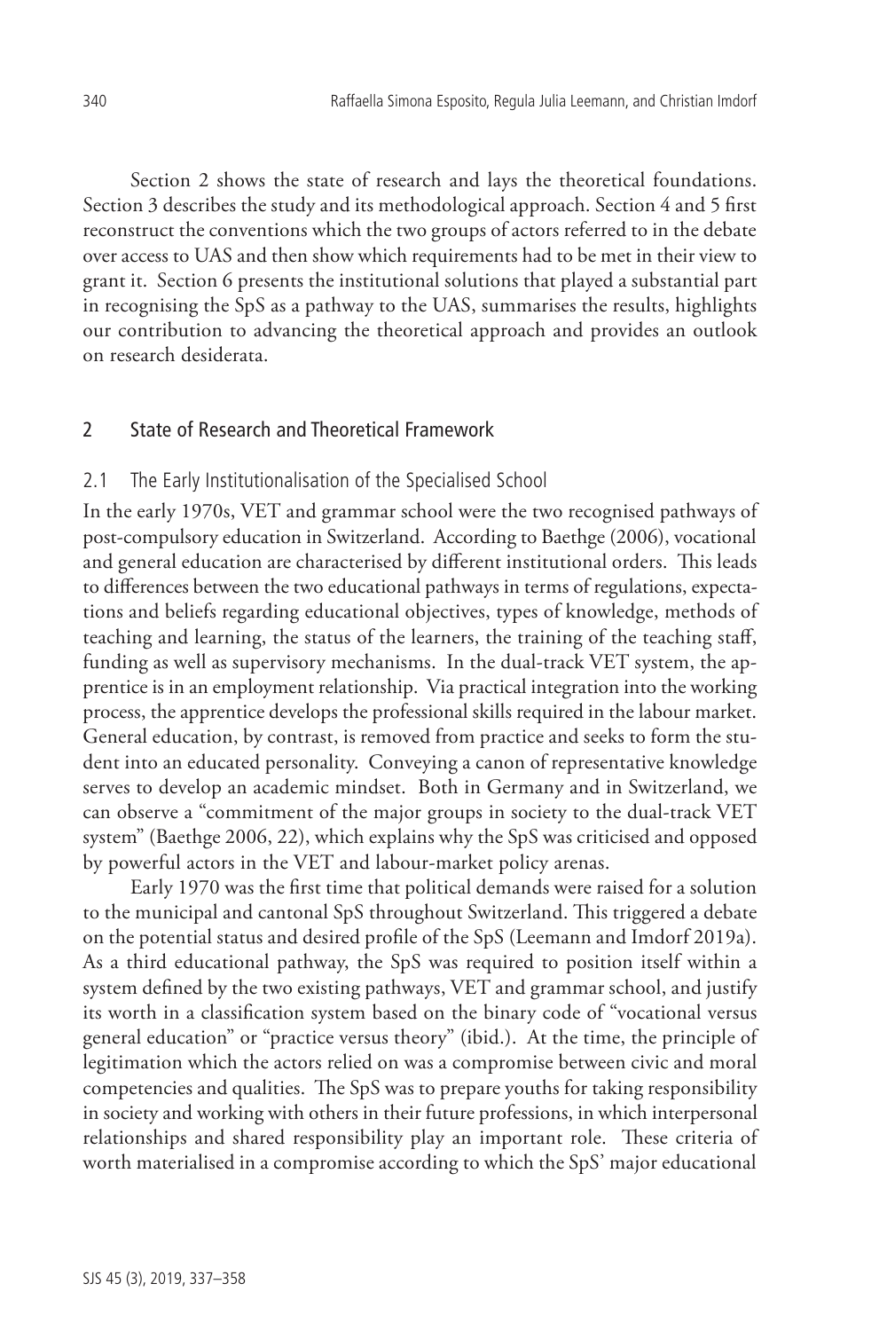Section 2 shows the state of research and lays the theoretical foundations. Section 3 describes the study and its methodological approach. Section 4 and 5 first reconstruct the conventions which the two groups of actors referred to in the debate over access to UAS and then show which requirements had to be met in their view to grant it. Section 6 presents the institutional solutions that played a substantial part in recognising the SpS as a pathway to the UAS, summarises the results, highlights our contribution to advancing the theoretical approach and provides an outlook on research desiderata.

## 2 State of Research and Theoretical Framework

### 2.1 The Early Institutionalisation of the Specialised School

In the early 1970s, VET and grammar school were the two recognised pathways of post-compulsory education in Switzerland. According to Baethge (2006), vocational and general education are characterised by different institutional orders. This leads to differences between the two educational pathways in terms of regulations, expectations and beliefs regarding educational objectives, types of knowledge, methods of teaching and learning, the status of the learners, the training of the teaching staff, funding as well as supervisory mechanisms. In the dual-track VET system, the apprentice is in an employment relationship. Via practical integration into the working process, the apprentice develops the professional skills required in the labour market. General education, by contrast, is removed from practice and seeks to form the student into an educated personality. Conveying a canon of representative knowledge serves to develop an academic mindset. Both in Germany and in Switzerland, we can observe a "commitment of the major groups in society to the dual-track VET system" (Baethge 2006, 22), which explains why the SpS was criticised and opposed by powerful actors in the VET and labour-market policy arenas.

Early 1970 was the first time that political demands were raised for a solution to the municipal and cantonal SpS throughout Switzerland. This triggered a debate on the potential status and desired profile of the SpS (Leemann and Imdorf 2019a). As a third educational pathway, the SpS was required to position itself within a system defined by the two existing pathways, VET and grammar school, and justify its worth in a classification system based on the binary code of "vocational versus general education" or "practice versus theory" (ibid.). At the time, the principle of legitimation which the actors relied on was a compromise between civic and moral competencies and qualities. The SpS was to prepare youths for taking responsibility in society and working with others in their future professions, in which interpersonal relationships and shared responsibility play an important role. These criteria of worth materialised in a compromise according to which the SpS' major educational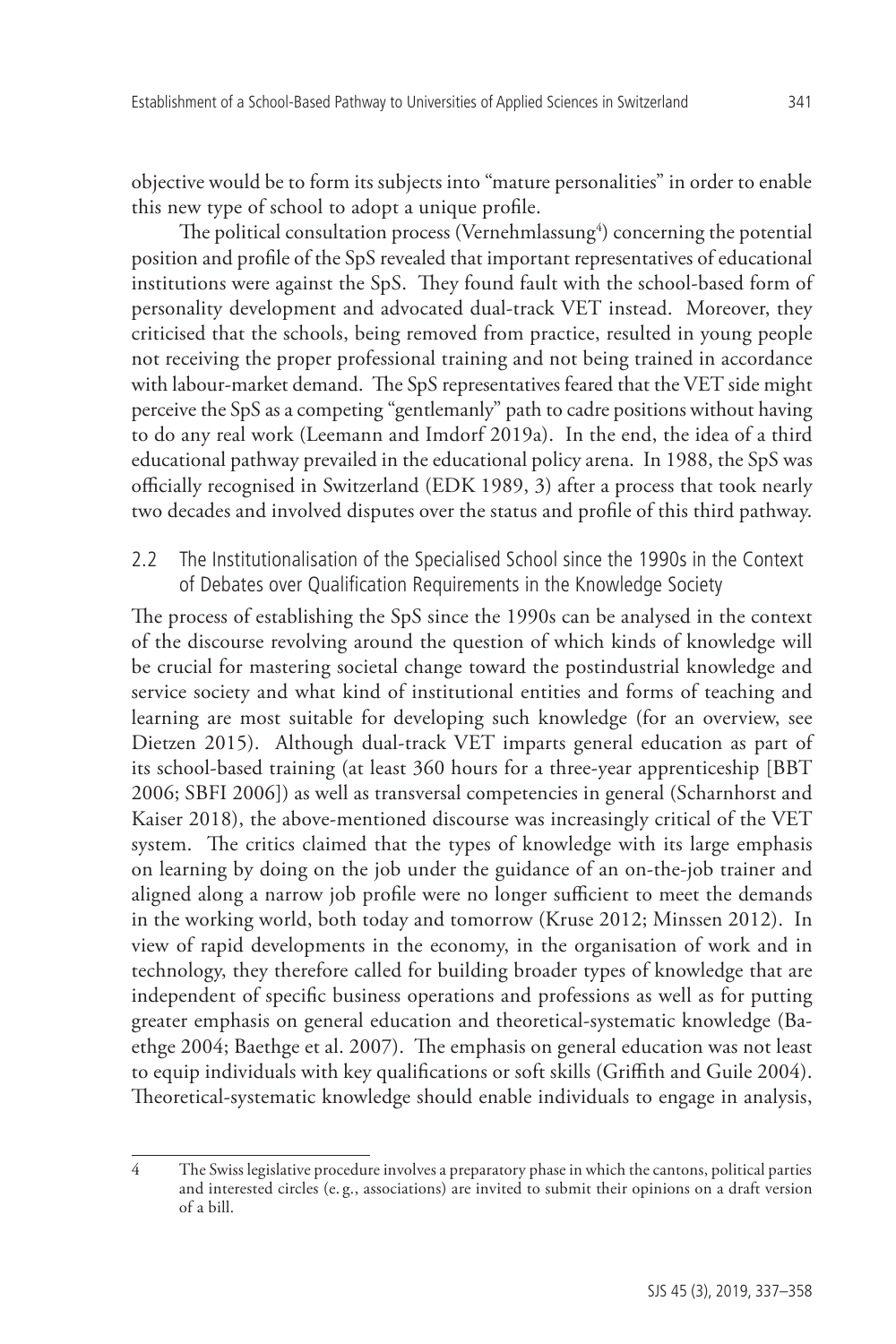objective would be to form its subjects into "mature personalities" in order to enable this new type of school to adopt a unique profile.

The political consultation process (Vernehmlassung[4]) concerning the potential position and profile of the SpS revealed that important representatives of educational institutions were against the SpS. They found fault with the school-based form of personality development and advocated dual-track VET instead. Moreover, they criticised that the schools, being removed from practice, resulted in young people not receiving the proper professional training and not being trained in accordance with labour-market demand. The SpS representatives feared that the VET side might perceive the SpS as a competing "gentlemanly" path to cadre positions without having to do any real work (Leemann and Imdorf 2019a). In the end, the idea of a third educational pathway prevailed in the educational policy arena. In 1988, the SpS was officially recognised in Switzerland (EDK 1989, 3) after a process that took nearly two decades and involved disputes over the status and profile of this third pathway.

### 2.2 The Institutionalisation of the Specialised School since the 1990s in the Context of Debates over Qualification Requirements in the Knowledge Society

The process of establishing the SpS since the 1990s can be analysed in the context of the discourse revolving around the question of which kinds of knowledge will be crucial for mastering societal change toward the postindustrial knowledge and service society and what kind of institutional entities and forms of teaching and learning are most suitable for developing such knowledge (for an overview, see Dietzen 2015). Although dual-track VET imparts general education as part of its school-based training (at least 360 hours for a three-year apprenticeship [BBT 2006; SBFI 2006]) as well as transversal competencies in general (Scharnhorst and Kaiser 2018), the above-mentioned discourse was increasingly critical of the VET system. The critics claimed that the types of knowledge with its large emphasis on learning by doing on the job under the guidance of an on-the-job trainer and aligned along a narrow job profile were no longer sufficient to meet the demands in the working world, both today and tomorrow (Kruse 2012; Minssen 2012). In view of rapid developments in the economy, in the organisation of work and in technology, they therefore called for building broader types of knowledge that are independent of specific business operations and professions as well as for putting greater emphasis on general education and theoretical-systematic knowledge (Baethge 2004; Baethge et al. 2007). The emphasis on general education was not least to equip individuals with key qualifications or soft skills (Griffith and Guile 2004). Theoretical-systematic knowledge should enable individuals to engage in analysis,

---

4 The Swiss legislative procedure involves a preparatory phase in which the cantons, political parties and interested circles (e.g., associations) are invited to submit their opinions on a draft version of a bill.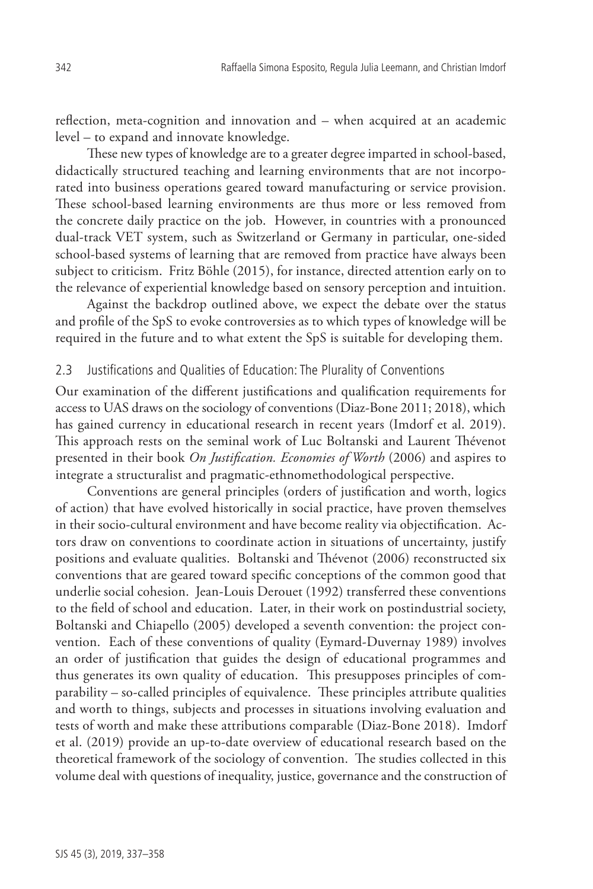reflection, meta-cognition and innovation and – when acquired at an academic level – to expand and innovate knowledge.

These new types of knowledge are to a greater degree imparted in school-based, didactically structured teaching and learning environments that are not incorporated into business operations geared toward manufacturing or service provision. These school-based learning environments are thus more or less removed from the concrete daily practice on the job. However, in countries with a pronounced dual-track VET system, such as Switzerland or Germany in particular, one-sided school-based systems of learning that are removed from practice have always been subject to criticism. Fritz Böhle (2015), for instance, directed attention early on to the relevance of experiential knowledge based on sensory perception and intuition.

Against the backdrop outlined above, we expect the debate over the status and profile of the SpS to evoke controversies as to which types of knowledge will be required in the future and to what extent the SpS is suitable for developing them.

### 2.3 Justifications and Qualities of Education: The Plurality of Conventions

Our examination of the different justifications and qualification requirements for access to UAS draws on the sociology of conventions (Diaz-Bone 2011; 2018), which has gained currency in educational research in recent years (Imdorf et al. 2019). This approach rests on the seminal work of Luc Boltanski and Laurent Thévenot presented in their book *On Justification. Economies of Worth* (2006) and aspires to integrate a structuralist and pragmatic-ethnomethodological perspective.

Conventions are general principles (orders of justification and worth, logics of action) that have evolved historically in social practice, have proven themselves in their socio-cultural environment and have become reality via objectification. Actors draw on conventions to coordinate action in situations of uncertainty, justify positions and evaluate qualities. Boltanski and Thévenot (2006) reconstructed six conventions that are geared toward specific conceptions of the common good that underlie social cohesion. Jean-Louis Derouet (1992) transferred these conventions to the field of school and education. Later, in their work on postindustrial society, Boltanski and Chiapello (2005) developed a seventh convention: the project convention. Each of these conventions of quality (Eymard-Duvernay 1989) involves an order of justification that guides the design of educational programmes and thus generates its own quality of education. This presupposes principles of comparability – so-called principles of equivalence. These principles attribute qualities and worth to things, subjects and processes in situations involving evaluation and tests of worth and make these attributions comparable (Diaz-Bone 2018). Imdorf et al. (2019) provide an up-to-date overview of educational research based on the theoretical framework of the sociology of convention. The studies collected in this volume deal with questions of inequality, justice, governance and the construction of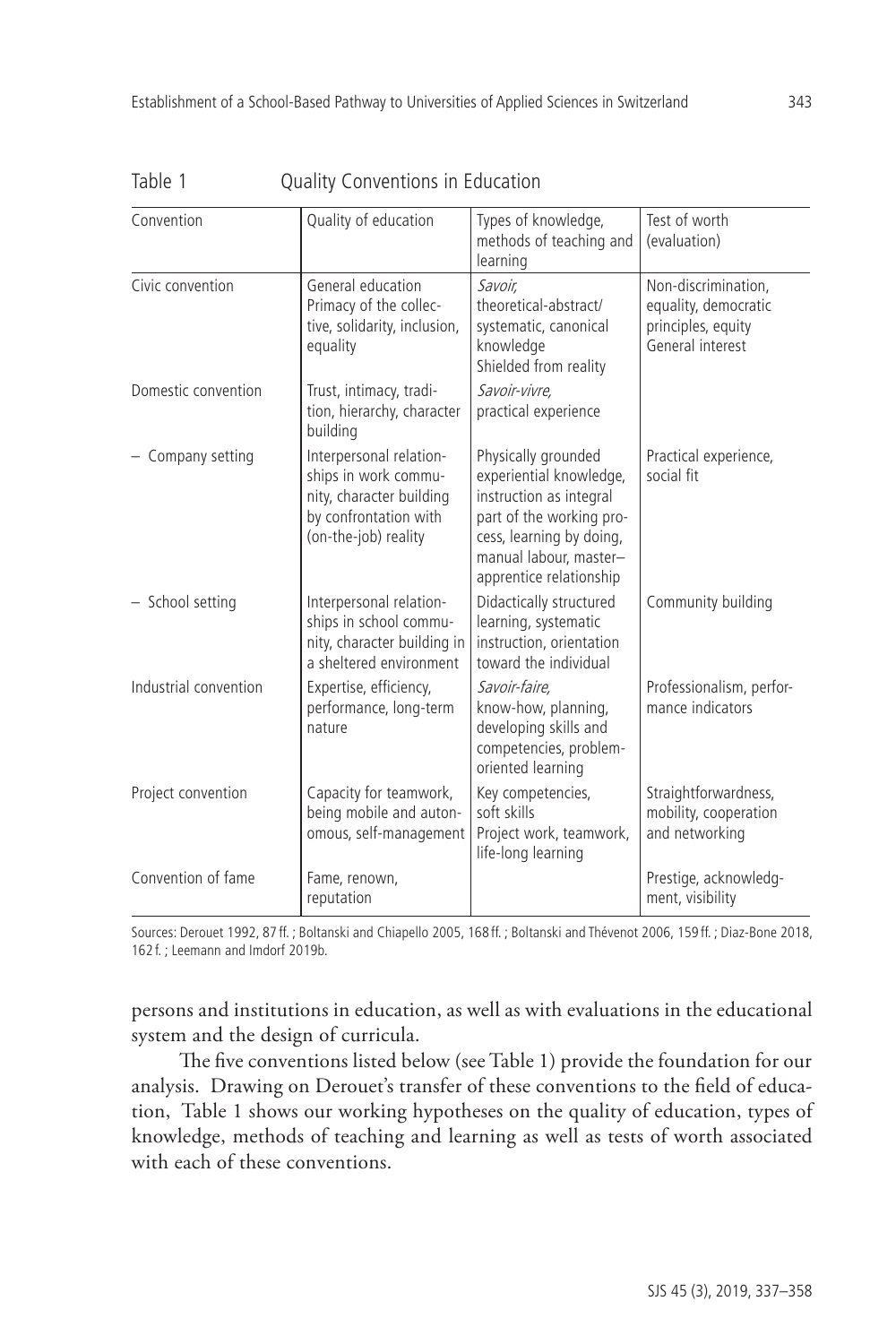Table 1 Quality Conventions in Education

| Convention | Quality of education | Types of knowledge, methods of teaching and learning | Test of worth (evaluation) |
|---|---|---|---|
| Civic convention | General education<br>Primacy of the collective, solidarity, inclusion, equality | *Savoir,*<br>theoretical-abstract/ systematic, canonical knowledge<br>Shielded from reality | Non-discrimination, equality, democratic principles, equity<br>General interest |
| Domestic convention | Trust, intimacy, tradition, hierarchy, character building | *Savoir-vivre,*<br>practical experience | |
| – Company setting | Interpersonal relationships in work community, character building by confrontation with (on-the-job) reality | Physically grounded experiential knowledge, instruction as integral part of the working process, learning by doing, manual labour, master–apprentice relationship | Practical experience, social fit |
| – School setting | Interpersonal relationships in school community, character building in a sheltered environment | Didactically structured learning, systematic instruction, orientation toward the individual | Community building |
| Industrial convention | Expertise, efficiency, performance, long-term nature | *Savoir-faire,*<br>know-how, planning, developing skills and competencies, problem-oriented learning | Professionalism, performance indicators |
| Project convention | Capacity for teamwork, being mobile and autonomous, self-management | Key competencies, soft skills<br>Project work, teamwork, life-long learning | Straightforwardness, mobility, cooperation and networking |
| Convention of fame | Fame, renown, reputation | | Prestige, acknowledgment, visibility |

Sources: Derouet 1992, 87 ff. ; Boltanski and Chiapello 2005, 168 ff. ; Boltanski and Thévenot 2006, 159 ff. ; Diaz-Bone 2018, 162 f. ; Leemann and Imdorf 2019b.

persons and institutions in education, as well as with evaluations in the educational system and the design of curricula.

The five conventions listed below (see Table 1) provide the foundation for our analysis. Drawing on Derouet's transfer of these conventions to the field of education, Table 1 shows our working hypotheses on the quality of education, types of knowledge, methods of teaching and learning as well as tests of worth associated with each of these conventions.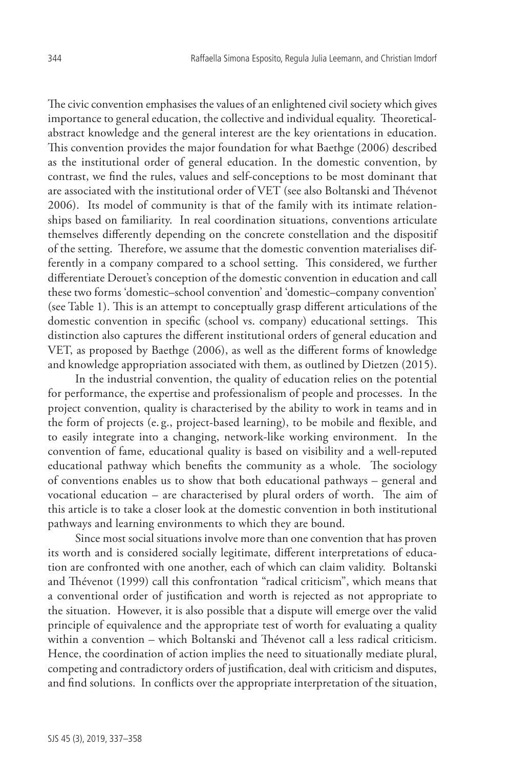The civic convention emphasises the values of an enlightened civil society which gives importance to general education, the collective and individual equality. Theoretical-abstract knowledge and the general interest are the key orientations in education. This convention provides the major foundation for what Baethge (2006) described as the institutional order of general education. In the domestic convention, by contrast, we find the rules, values and self-conceptions to be most dominant that are associated with the institutional order of VET (see also Boltanski and Thévenot 2006). Its model of community is that of the family with its intimate relationships based on familiarity. In real coordination situations, conventions articulate themselves differently depending on the concrete constellation and the dispositif of the setting. Therefore, we assume that the domestic convention materialises differently in a company compared to a school setting. This considered, we further differentiate Derouet's conception of the domestic convention in education and call these two forms 'domestic–school convention' and 'domestic–company convention' (see Table 1). This is an attempt to conceptually grasp different articulations of the domestic convention in specific (school vs. company) educational settings. This distinction also captures the different institutional orders of general education and VET, as proposed by Baethge (2006), as well as the different forms of knowledge and knowledge appropriation associated with them, as outlined by Dietzen (2015).

In the industrial convention, the quality of education relies on the potential for performance, the expertise and professionalism of people and processes. In the project convention, quality is characterised by the ability to work in teams and in the form of projects (e.g., project-based learning), to be mobile and flexible, and to easily integrate into a changing, network-like working environment. In the convention of fame, educational quality is based on visibility and a well-reputed educational pathway which benefits the community as a whole. The sociology of conventions enables us to show that both educational pathways – general and vocational education – are characterised by plural orders of worth. The aim of this article is to take a closer look at the domestic convention in both institutional pathways and learning environments to which they are bound.

Since most social situations involve more than one convention that has proven its worth and is considered socially legitimate, different interpretations of education are confronted with one another, each of which can claim validity. Boltanski and Thévenot (1999) call this confrontation "radical criticism", which means that a conventional order of justification and worth is rejected as not appropriate to the situation. However, it is also possible that a dispute will emerge over the valid principle of equivalence and the appropriate test of worth for evaluating a quality within a convention – which Boltanski and Thévenot call a less radical criticism. Hence, the coordination of action implies the need to situationally mediate plural, competing and contradictory orders of justification, deal with criticism and disputes, and find solutions. In conflicts over the appropriate interpretation of the situation,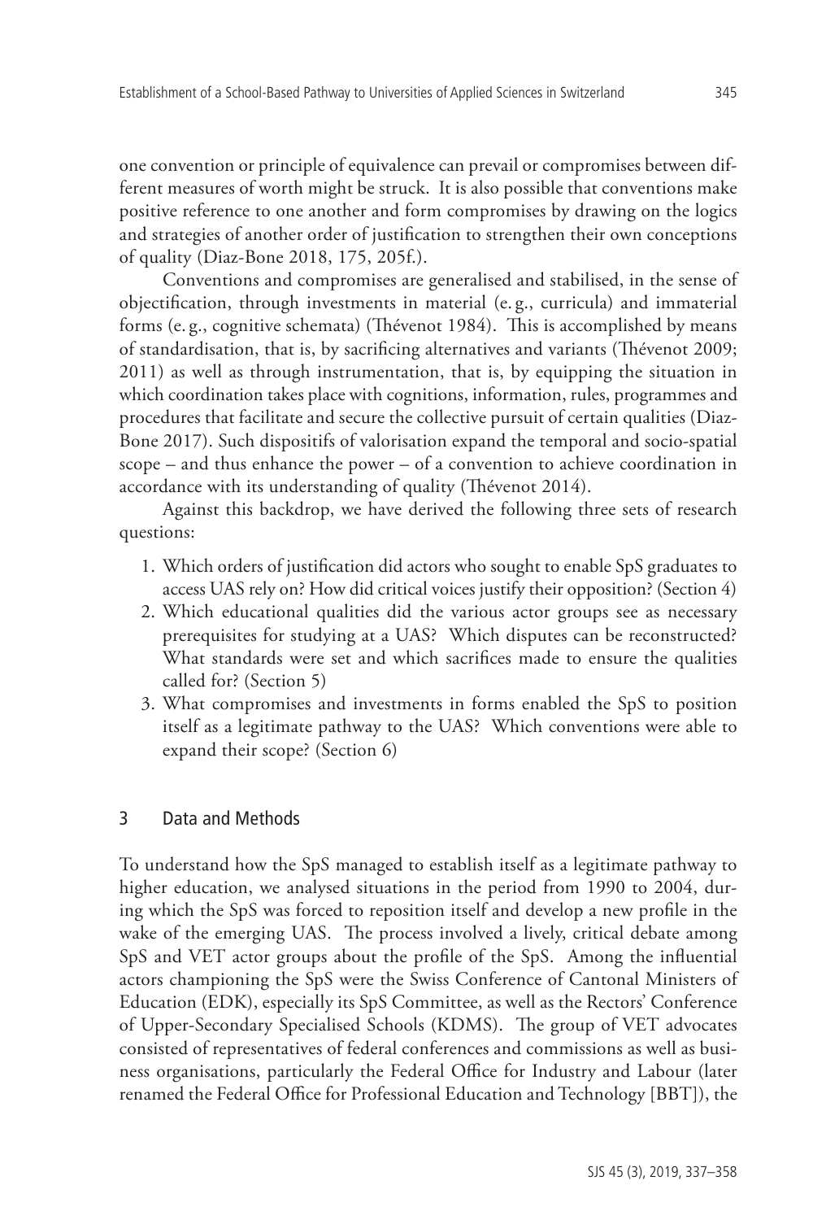one convention or principle of equivalence can prevail or compromises between different measures of worth might be struck. It is also possible that conventions make positive reference to one another and form compromises by drawing on the logics and strategies of another order of justification to strengthen their own conceptions of quality (Diaz-Bone 2018, 175, 205f.).

Conventions and compromises are generalised and stabilised, in the sense of objectification, through investments in material (e.g., curricula) and immaterial forms (e.g., cognitive schemata) (Thévenot 1984). This is accomplished by means of standardisation, that is, by sacrificing alternatives and variants (Thévenot 2009; 2011) as well as through instrumentation, that is, by equipping the situation in which coordination takes place with cognitions, information, rules, programmes and procedures that facilitate and secure the collective pursuit of certain qualities (Diaz-Bone 2017). Such dispositifs of valorisation expand the temporal and socio-spatial scope – and thus enhance the power – of a convention to achieve coordination in accordance with its understanding of quality (Thévenot 2014).

Against this backdrop, we have derived the following three sets of research questions:

1. Which orders of justification did actors who sought to enable SpS graduates to access UAS rely on? How did critical voices justify their opposition? (Section 4)
2. Which educational qualities did the various actor groups see as necessary prerequisites for studying at a UAS? Which disputes can be reconstructed? What standards were set and which sacrifices made to ensure the qualities called for? (Section 5)
3. What compromises and investments in forms enabled the SpS to position itself as a legitimate pathway to the UAS? Which conventions were able to expand their scope? (Section 6)

## 3 Data and Methods

To understand how the SpS managed to establish itself as a legitimate pathway to higher education, we analysed situations in the period from 1990 to 2004, during which the SpS was forced to reposition itself and develop a new profile in the wake of the emerging UAS. The process involved a lively, critical debate among SpS and VET actor groups about the profile of the SpS. Among the influential actors championing the SpS were the Swiss Conference of Cantonal Ministers of Education (EDK), especially its SpS Committee, as well as the Rectors' Conference of Upper-Secondary Specialised Schools (KDMS). The group of VET advocates consisted of representatives of federal conferences and commissions as well as business organisations, particularly the Federal Office for Industry and Labour (later renamed the Federal Office for Professional Education and Technology [BBT]), the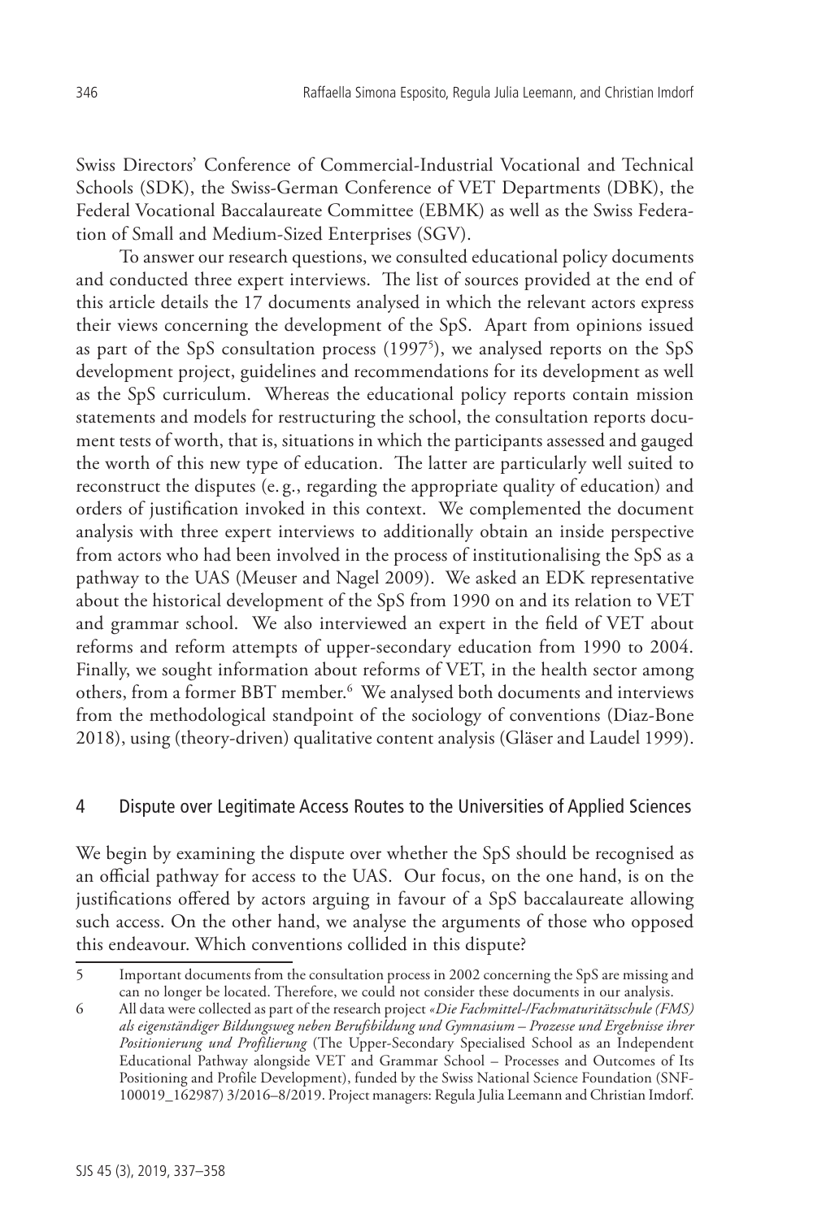Swiss Directors' Conference of Commercial-Industrial Vocational and Technical Schools (SDK), the Swiss-German Conference of VET Departments (DBK), the Federal Vocational Baccalaureate Committee (EBMK) as well as the Swiss Federation of Small and Medium-Sized Enterprises (SGV).

To answer our research questions, we consulted educational policy documents and conducted three expert interviews. The list of sources provided at the end of this article details the 17 documents analysed in which the relevant actors express their views concerning the development of the SpS. Apart from opinions issued as part of the SpS consultation process (1997[5]), we analysed reports on the SpS development project, guidelines and recommendations for its development as well as the SpS curriculum. Whereas the educational policy reports contain mission statements and models for restructuring the school, the consultation reports document tests of worth, that is, situations in which the participants assessed and gauged the worth of this new type of education. The latter are particularly well suited to reconstruct the disputes (e.g., regarding the appropriate quality of education) and orders of justification invoked in this context. We complemented the document analysis with three expert interviews to additionally obtain an inside perspective from actors who had been involved in the process of institutionalising the SpS as a pathway to the UAS (Meuser and Nagel 2009). We asked an EDK representative about the historical development of the SpS from 1990 on and its relation to VET and grammar school. We also interviewed an expert in the field of VET about reforms and reform attempts of upper-secondary education from 1990 to 2004. Finally, we sought information about reforms of VET, in the health sector among others, from a former BBT member.[6] We analysed both documents and interviews from the methodological standpoint of the sociology of conventions (Diaz-Bone 2018), using (theory-driven) qualitative content analysis (Gläser and Laudel 1999).

## 4 Dispute over Legitimate Access Routes to the Universities of Applied Sciences

We begin by examining the dispute over whether the SpS should be recognised as an official pathway for access to the UAS. Our focus, on the one hand, is on the justifications offered by actors arguing in favour of a SpS baccalaureate allowing such access. On the other hand, we analyse the arguments of those who opposed this endeavour. Which conventions collided in this dispute?

---

5 Important documents from the consultation process in 2002 concerning the SpS are missing and can no longer be located. Therefore, we could not consider these documents in our analysis.

6 All data were collected as part of the research project «*Die Fachmittel-/Fachmaturitätsschule (FMS) als eigenständiger Bildungsweg neben Berufsbildung und Gymnasium – Prozesse und Ergebnisse ihrer Positionierung und Profilierung* (The Upper-Secondary Specialised School as an Independent Educational Pathway alongside VET and Grammar School – Processes and Outcomes of Its Positioning and Profile Development), funded by the Swiss National Science Foundation (SNF-100019_162987) 3/2016–8/2019. Project managers: Regula Julia Leemann and Christian Imdorf.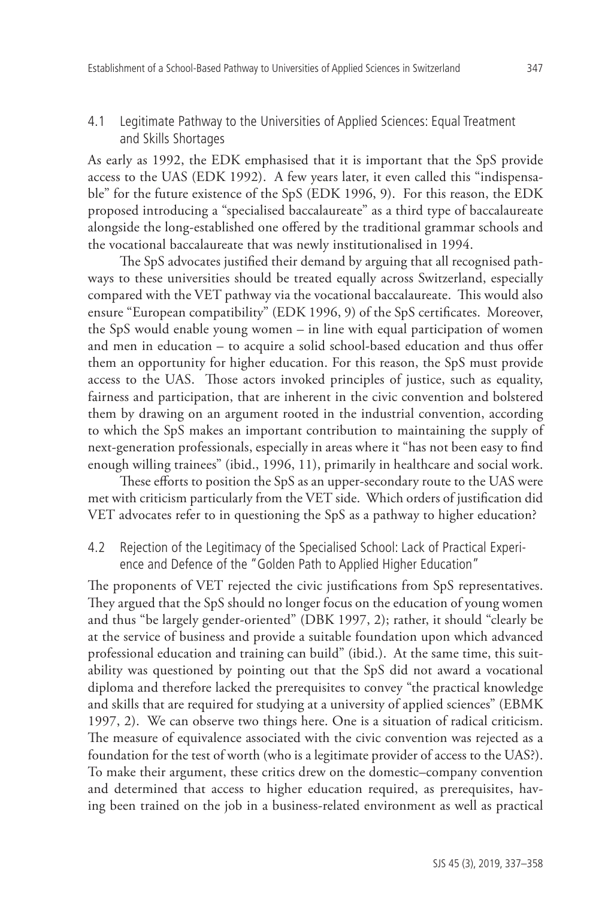### 4.1 Legitimate Pathway to the Universities of Applied Sciences: Equal Treatment and Skills Shortages

As early as 1992, the EDK emphasised that it is important that the SpS provide access to the UAS (EDK 1992). A few years later, it even called this "indispensable" for the future existence of the SpS (EDK 1996, 9). For this reason, the EDK proposed introducing a "specialised baccalaureate" as a third type of baccalaureate alongside the long-established one offered by the traditional grammar schools and the vocational baccalaureate that was newly institutionalised in 1994.

The SpS advocates justified their demand by arguing that all recognised pathways to these universities should be treated equally across Switzerland, especially compared with the VET pathway via the vocational baccalaureate. This would also ensure "European compatibility" (EDK 1996, 9) of the SpS certificates. Moreover, the SpS would enable young women – in line with equal participation of women and men in education – to acquire a solid school-based education and thus offer them an opportunity for higher education. For this reason, the SpS must provide access to the UAS. Those actors invoked principles of justice, such as equality, fairness and participation, that are inherent in the civic convention and bolstered them by drawing on an argument rooted in the industrial convention, according to which the SpS makes an important contribution to maintaining the supply of next-generation professionals, especially in areas where it "has not been easy to find enough willing trainees" (ibid., 1996, 11), primarily in healthcare and social work.

These efforts to position the SpS as an upper-secondary route to the UAS were met with criticism particularly from the VET side. Which orders of justification did VET advocates refer to in questioning the SpS as a pathway to higher education?

### 4.2 Rejection of the Legitimacy of the Specialised School: Lack of Practical Experience and Defence of the "Golden Path to Applied Higher Education"

The proponents of VET rejected the civic justifications from SpS representatives. They argued that the SpS should no longer focus on the education of young women and thus "be largely gender-oriented" (DBK 1997, 2); rather, it should "clearly be at the service of business and provide a suitable foundation upon which advanced professional education and training can build" (ibid.). At the same time, this suitability was questioned by pointing out that the SpS did not award a vocational diploma and therefore lacked the prerequisites to convey "the practical knowledge and skills that are required for studying at a university of applied sciences" (EBMK 1997, 2). We can observe two things here. One is a situation of radical criticism. The measure of equivalence associated with the civic convention was rejected as a foundation for the test of worth (who is a legitimate provider of access to the UAS?). To make their argument, these critics drew on the domestic–company convention and determined that access to higher education required, as prerequisites, having been trained on the job in a business-related environment as well as practical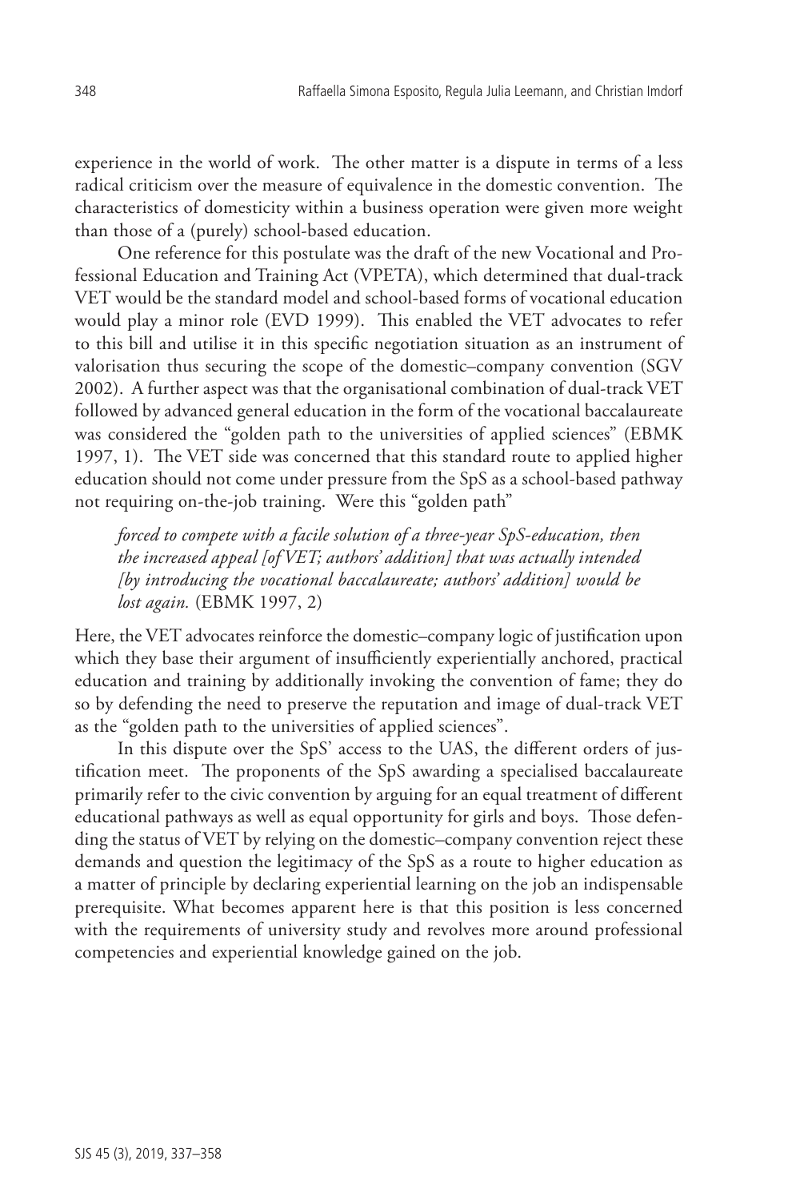experience in the world of work. The other matter is a dispute in terms of a less radical criticism over the measure of equivalence in the domestic convention. The characteristics of domesticity within a business operation were given more weight than those of a (purely) school-based education.

One reference for this postulate was the draft of the new Vocational and Professional Education and Training Act (VPETA), which determined that dual-track VET would be the standard model and school-based forms of vocational education would play a minor role (EVD 1999). This enabled the VET advocates to refer to this bill and utilise it in this specific negotiation situation as an instrument of valorisation thus securing the scope of the domestic–company convention (SGV 2002). A further aspect was that the organisational combination of dual-track VET followed by advanced general education in the form of the vocational baccalaureate was considered the "golden path to the universities of applied sciences" (EBMK 1997, 1). The VET side was concerned that this standard route to applied higher education should not come under pressure from the SpS as a school-based pathway not requiring on-the-job training. Were this "golden path"

> *forced to compete with a facile solution of a three-year SpS-education, then the increased appeal [of VET; authors' addition] that was actually intended [by introducing the vocational baccalaureate; authors' addition] would be lost again.* (EBMK 1997, 2)

Here, the VET advocates reinforce the domestic–company logic of justification upon which they base their argument of insufficiently experientially anchored, practical education and training by additionally invoking the convention of fame; they do so by defending the need to preserve the reputation and image of dual-track VET as the "golden path to the universities of applied sciences".

In this dispute over the SpS' access to the UAS, the different orders of justification meet. The proponents of the SpS awarding a specialised baccalaureate primarily refer to the civic convention by arguing for an equal treatment of different educational pathways as well as equal opportunity for girls and boys. Those defending the status of VET by relying on the domestic–company convention reject these demands and question the legitimacy of the SpS as a route to higher education as a matter of principle by declaring experiential learning on the job an indispensable prerequisite. What becomes apparent here is that this position is less concerned with the requirements of university study and revolves more around professional competencies and experiential knowledge gained on the job.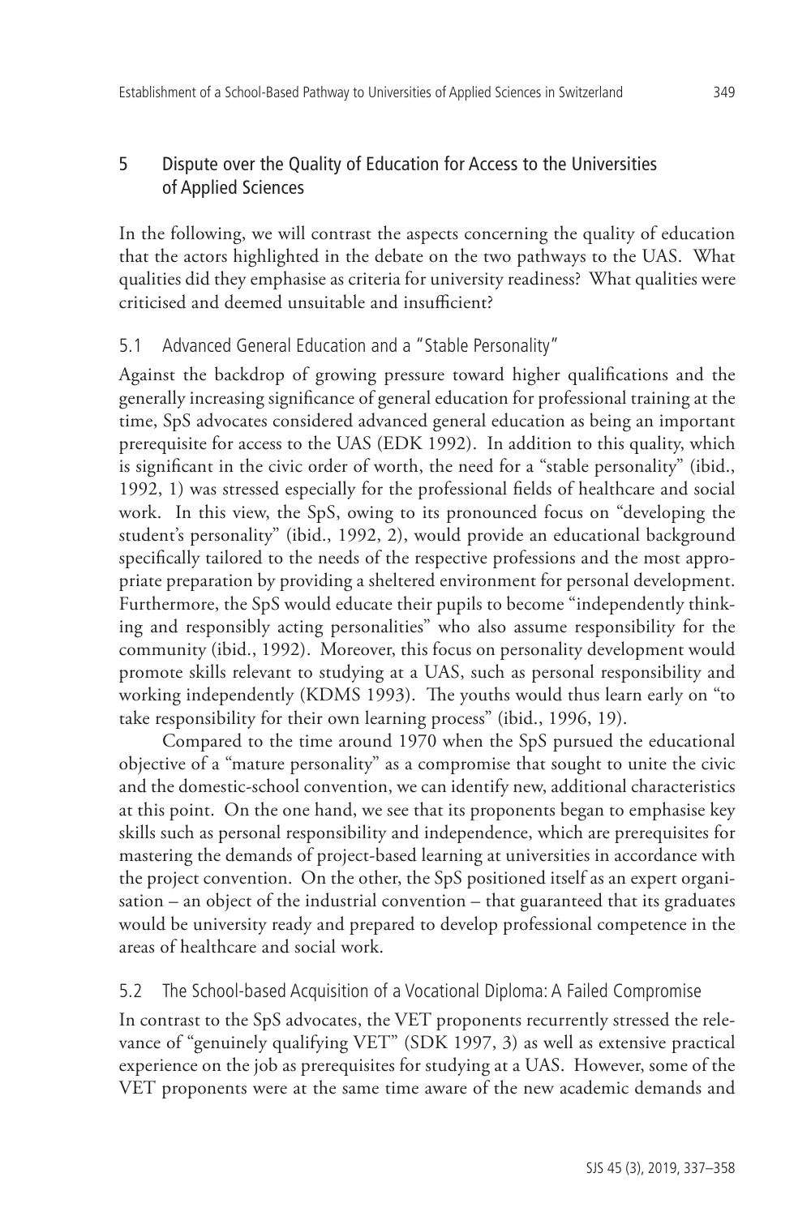## 5 Dispute over the Quality of Education for Access to the Universities of Applied Sciences

In the following, we will contrast the aspects concerning the quality of education that the actors highlighted in the debate on the two pathways to the UAS. What qualities did they emphasise as criteria for university readiness? What qualities were criticised and deemed unsuitable and insufficient?

### 5.1 Advanced General Education and a "Stable Personality"

Against the backdrop of growing pressure toward higher qualifications and the generally increasing significance of general education for professional training at the time, SpS advocates considered advanced general education as being an important prerequisite for access to the UAS (EDK 1992). In addition to this quality, which is significant in the civic order of worth, the need for a "stable personality" (ibid., 1992, 1) was stressed especially for the professional fields of healthcare and social work. In this view, the SpS, owing to its pronounced focus on "developing the student's personality" (ibid., 1992, 2), would provide an educational background specifically tailored to the needs of the respective professions and the most appropriate preparation by providing a sheltered environment for personal development. Furthermore, the SpS would educate their pupils to become "independently thinking and responsibly acting personalities" who also assume responsibility for the community (ibid., 1992). Moreover, this focus on personality development would promote skills relevant to studying at a UAS, such as personal responsibility and working independently (KDMS 1993). The youths would thus learn early on "to take responsibility for their own learning process" (ibid., 1996, 19).

Compared to the time around 1970 when the SpS pursued the educational objective of a "mature personality" as a compromise that sought to unite the civic and the domestic-school convention, we can identify new, additional characteristics at this point. On the one hand, we see that its proponents began to emphasise key skills such as personal responsibility and independence, which are prerequisites for mastering the demands of project-based learning at universities in accordance with the project convention. On the other, the SpS positioned itself as an expert organisation – an object of the industrial convention – that guaranteed that its graduates would be university ready and prepared to develop professional competence in the areas of healthcare and social work.

### 5.2 The School-based Acquisition of a Vocational Diploma: A Failed Compromise

In contrast to the SpS advocates, the VET proponents recurrently stressed the relevance of "genuinely qualifying VET" (SDK 1997, 3) as well as extensive practical experience on the job as prerequisites for studying at a UAS. However, some of the VET proponents were at the same time aware of the new academic demands and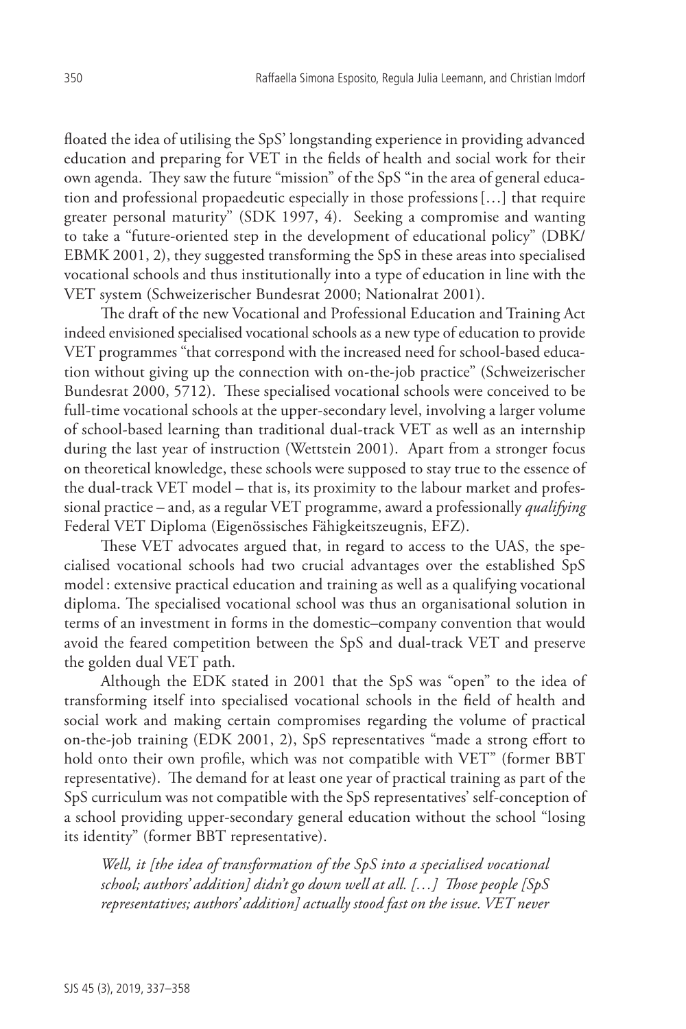floated the idea of utilising the SpS' longstanding experience in providing advanced education and preparing for VET in the fields of health and social work for their own agenda. They saw the future "mission" of the SpS "in the area of general education and professional propaedeutic especially in those professions […] that require greater personal maturity" (SDK 1997, 4). Seeking a compromise and wanting to take a "future-oriented step in the development of educational policy" (DBK/EBMK 2001, 2), they suggested transforming the SpS in these areas into specialised vocational schools and thus institutionally into a type of education in line with the VET system (Schweizerischer Bundesrat 2000; Nationalrat 2001).

The draft of the new Vocational and Professional Education and Training Act indeed envisioned specialised vocational schools as a new type of education to provide VET programmes "that correspond with the increased need for school-based education without giving up the connection with on-the-job practice" (Schweizerischer Bundesrat 2000, 5712). These specialised vocational schools were conceived to be full-time vocational schools at the upper-secondary level, involving a larger volume of school-based learning than traditional dual-track VET as well as an internship during the last year of instruction (Wettstein 2001). Apart from a stronger focus on theoretical knowledge, these schools were supposed to stay true to the essence of the dual-track VET model – that is, its proximity to the labour market and professional practice – and, as a regular VET programme, award a professionally *qualifying* Federal VET Diploma (Eigenössisches Fähigkeitszeugnis, EFZ).

These VET advocates argued that, in regard to access to the UAS, the specialised vocational schools had two crucial advantages over the established SpS model: extensive practical education and training as well as a qualifying vocational diploma. The specialised vocational school was thus an organisational solution in terms of an investment in forms in the domestic–company convention that would avoid the feared competition between the SpS and dual-track VET and preserve the golden dual VET path.

Although the EDK stated in 2001 that the SpS was "open" to the idea of transforming itself into specialised vocational schools in the field of health and social work and making certain compromises regarding the volume of practical on-the-job training (EDK 2001, 2), SpS representatives "made a strong effort to hold onto their own profile, which was not compatible with VET" (former BBT representative). The demand for at least one year of practical training as part of the SpS curriculum was not compatible with the SpS representatives' self-conception of a school providing upper-secondary general education without the school "losing its identity" (former BBT representative).

> *Well, it [the idea of transformation of the SpS into a specialised vocational school; authors' addition] didn't go down well at all. […] Those people [SpS representatives; authors' addition] actually stood fast on the issue. VET never*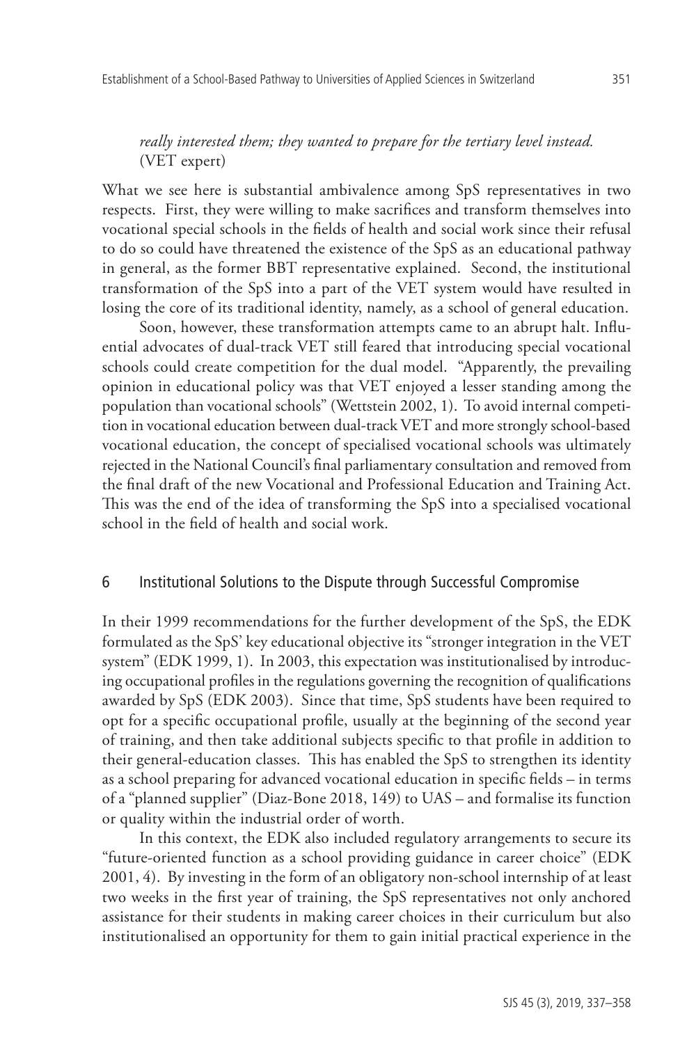*really interested them; they wanted to prepare for the tertiary level instead.* (VET expert)

What we see here is substantial ambivalence among SpS representatives in two respects. First, they were willing to make sacrifices and transform themselves into vocational special schools in the fields of health and social work since their refusal to do so could have threatened the existence of the SpS as an educational pathway in general, as the former BBT representative explained. Second, the institutional transformation of the SpS into a part of the VET system would have resulted in losing the core of its traditional identity, namely, as a school of general education.

Soon, however, these transformation attempts came to an abrupt halt. Influential advocates of dual-track VET still feared that introducing special vocational schools could create competition for the dual model. "Apparently, the prevailing opinion in educational policy was that VET enjoyed a lesser standing among the population than vocational schools" (Wettstein 2002, 1). To avoid internal competition in vocational education between dual-track VET and more strongly school-based vocational education, the concept of specialised vocational schools was ultimately rejected in the National Council's final parliamentary consultation and removed from the final draft of the new Vocational and Professional Education and Training Act. This was the end of the idea of transforming the SpS into a specialised vocational school in the field of health and social work.

## 6 Institutional Solutions to the Dispute through Successful Compromise

In their 1999 recommendations for the further development of the SpS, the EDK formulated as the SpS' key educational objective its "stronger integration in the VET system" (EDK 1999, 1). In 2003, this expectation was institutionalised by introducing occupational profiles in the regulations governing the recognition of qualifications awarded by SpS (EDK 2003). Since that time, SpS students have been required to opt for a specific occupational profile, usually at the beginning of the second year of training, and then take additional subjects specific to that profile in addition to their general-education classes. This has enabled the SpS to strengthen its identity as a school preparing for advanced vocational education in specific fields – in terms of a "planned supplier" (Diaz-Bone 2018, 149) to UAS – and formalise its function or quality within the industrial order of worth.

In this context, the EDK also included regulatory arrangements to secure its "future-oriented function as a school providing guidance in career choice" (EDK 2001, 4). By investing in the form of an obligatory non-school internship of at least two weeks in the first year of training, the SpS representatives not only anchored assistance for their students in making career choices in their curriculum but also institutionalised an opportunity for them to gain initial practical experience in the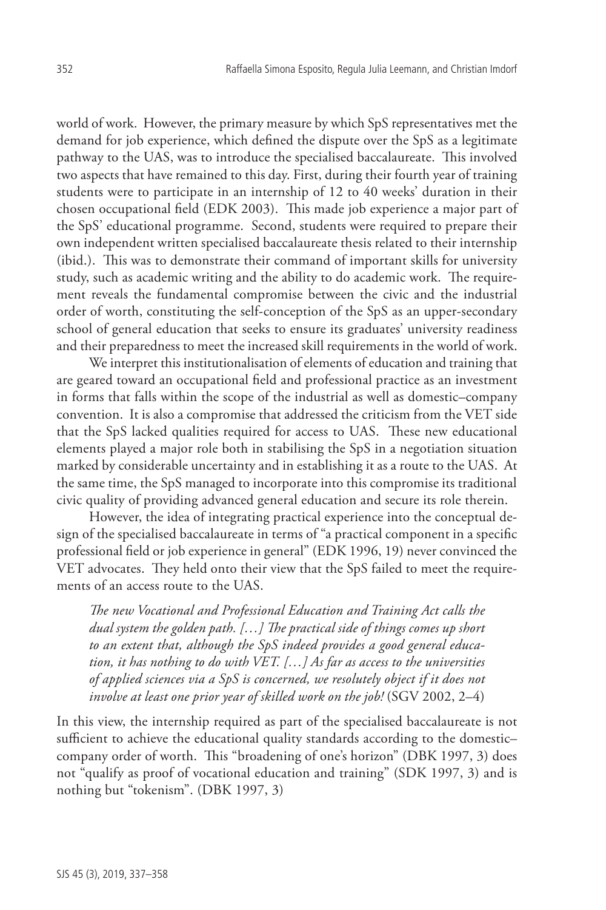world of work. However, the primary measure by which SpS representatives met the demand for job experience, which defined the dispute over the SpS as a legitimate pathway to the UAS, was to introduce the specialised baccalaureate. This involved two aspects that have remained to this day. First, during their fourth year of training students were to participate in an internship of 12 to 40 weeks' duration in their chosen occupational field (EDK 2003). This made job experience a major part of the SpS' educational programme. Second, students were required to prepare their own independent written specialised baccalaureate thesis related to their internship (ibid.). This was to demonstrate their command of important skills for university study, such as academic writing and the ability to do academic work. The requirement reveals the fundamental compromise between the civic and the industrial order of worth, constituting the self-conception of the SpS as an upper-secondary school of general education that seeks to ensure its graduates' university readiness and their preparedness to meet the increased skill requirements in the world of work.

We interpret this institutionalisation of elements of education and training that are geared toward an occupational field and professional practice as an investment in forms that falls within the scope of the industrial as well as domestic–company convention. It is also a compromise that addressed the criticism from the VET side that the SpS lacked qualities required for access to UAS. These new educational elements played a major role both in stabilising the SpS in a negotiation situation marked by considerable uncertainty and in establishing it as a route to the UAS. At the same time, the SpS managed to incorporate into this compromise its traditional civic quality of providing advanced general education and secure its role therein.

However, the idea of integrating practical experience into the conceptual design of the specialised baccalaureate in terms of "a practical component in a specific professional field or job experience in general" (EDK 1996, 19) never convinced the VET advocates. They held onto their view that the SpS failed to meet the requirements of an access route to the UAS.

> *The new Vocational and Professional Education and Training Act calls the dual system the golden path. […] The practical side of things comes up short to an extent that, although the SpS indeed provides a good general education, it has nothing to do with VET. […] As far as access to the universities of applied sciences via a SpS is concerned, we resolutely object if it does not involve at least one prior year of skilled work on the job!* (SGV 2002, 2–4)

In this view, the internship required as part of the specialised baccalaureate is not sufficient to achieve the educational quality standards according to the domestic–company order of worth. This "broadening of one's horizon" (DBK 1997, 3) does not "qualify as proof of vocational education and training" (SDK 1997, 3) and is nothing but "tokenism". (DBK 1997, 3)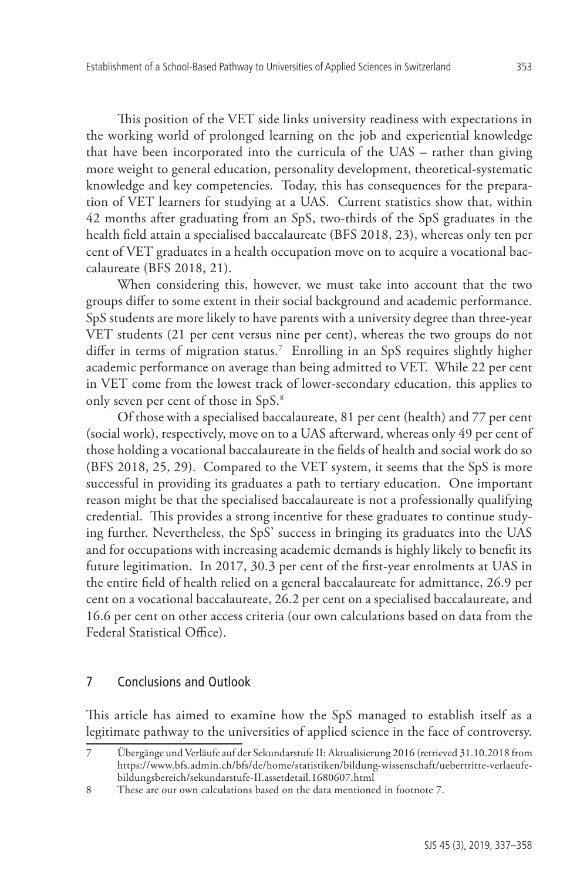This position of the VET side links university readiness with expectations in the working world of prolonged learning on the job and experiential knowledge that have been incorporated into the curricula of the UAS – rather than giving more weight to general education, personality development, theoretical-systematic knowledge and key competencies. Today, this has consequences for the preparation of VET learners for studying at a UAS. Current statistics show that, within 42 months after graduating from an SpS, two-thirds of the SpS graduates in the health field attain a specialised baccalaureate (BFS 2018, 23), whereas only ten per cent of VET graduates in a health occupation move on to acquire a vocational baccalaureate (BFS 2018, 21).

When considering this, however, we must take into account that the two groups differ to some extent in their social background and academic performance. SpS students are more likely to have parents with a university degree than three-year VET students (21 per cent versus nine per cent), whereas the two groups do not differ in terms of migration status.[7] Enrolling in an SpS requires slightly higher academic performance on average than being admitted to VET. While 22 per cent in VET come from the lowest track of lower-secondary education, this applies to only seven per cent of those in SpS.[8]

Of those with a specialised baccalaureate, 81 per cent (health) and 77 per cent (social work), respectively, move on to a UAS afterward, whereas only 49 per cent of those holding a vocational baccalaureate in the fields of health and social work do so (BFS 2018, 25, 29). Compared to the VET system, it seems that the SpS is more successful in providing its graduates a path to tertiary education. One important reason might be that the specialised baccalaureate is not a professionally qualifying credential. This provides a strong incentive for these graduates to continue studying further. Nevertheless, the SpS' success in bringing its graduates into the UAS and for occupations with increasing academic demands is highly likely to benefit its future legitimation. In 2017, 30.3 per cent of the first-year enrolments at UAS in the entire field of health relied on a general baccalaureate for admittance, 26.9 per cent on a vocational baccalaureate, 26.2 per cent on a specialised baccalaureate, and 16.6 per cent on other access criteria (our own calculations based on data from the Federal Statistical Office).

## 7 Conclusions and Outlook

This article has aimed to examine how the SpS managed to establish itself as a legitimate pathway to the universities of applied science in the face of controversy.

---

7 Übergänge und Verläufe auf der Sekundarstufe II: Aktualisierung 2016 (retrieved 31.10.2018 from https://www.bfs.admin.ch/bfs/de/home/statistiken/bildung-wissenschaft/uebertritte-verlaeufe-bildungsbereich/sekundarstufe-II.assetdetail.1680607.html

8 These are our own calculations based on the data mentioned in footnote 7.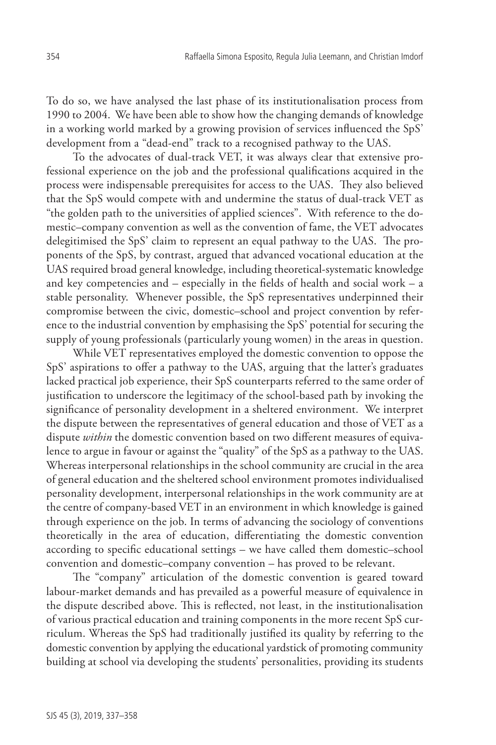To do so, we have analysed the last phase of its institutionalisation process from 1990 to 2004. We have been able to show how the changing demands of knowledge in a working world marked by a growing provision of services influenced the SpS' development from a "dead-end" track to a recognised pathway to the UAS.

To the advocates of dual-track VET, it was always clear that extensive professional experience on the job and the professional qualifications acquired in the process were indispensable prerequisites for access to the UAS. They also believed that the SpS would compete with and undermine the status of dual-track VET as "the golden path to the universities of applied sciences". With reference to the domestic–company convention as well as the convention of fame, the VET advocates delegitimised the SpS' claim to represent an equal pathway to the UAS. The proponents of the SpS, by contrast, argued that advanced vocational education at the UAS required broad general knowledge, including theoretical-systematic knowledge and key competencies and – especially in the fields of health and social work – a stable personality. Whenever possible, the SpS representatives underpinned their compromise between the civic, domestic–school and project convention by reference to the industrial convention by emphasising the SpS' potential for securing the supply of young professionals (particularly young women) in the areas in question.

While VET representatives employed the domestic convention to oppose the SpS' aspirations to offer a pathway to the UAS, arguing that the latter's graduates lacked practical job experience, their SpS counterparts referred to the same order of justification to underscore the legitimacy of the school-based path by invoking the significance of personality development in a sheltered environment. We interpret the dispute between the representatives of general education and those of VET as a dispute *within* the domestic convention based on two different measures of equivalence to argue in favour or against the "quality" of the SpS as a pathway to the UAS. Whereas interpersonal relationships in the school community are crucial in the area of general education and the sheltered school environment promotes individualised personality development, interpersonal relationships in the work community are at the centre of company-based VET in an environment in which knowledge is gained through experience on the job. In terms of advancing the sociology of conventions theoretically in the area of education, differentiating the domestic convention according to specific educational settings – we have called them domestic–school convention and domestic–company convention – has proved to be relevant.

The "company" articulation of the domestic convention is geared toward labour-market demands and has prevailed as a powerful measure of equivalence in the dispute described above. This is reflected, not least, in the institutionalisation of various practical education and training components in the more recent SpS curriculum. Whereas the SpS had traditionally justified its quality by referring to the domestic convention by applying the educational yardstick of promoting community building at school via developing the students' personalities, providing its students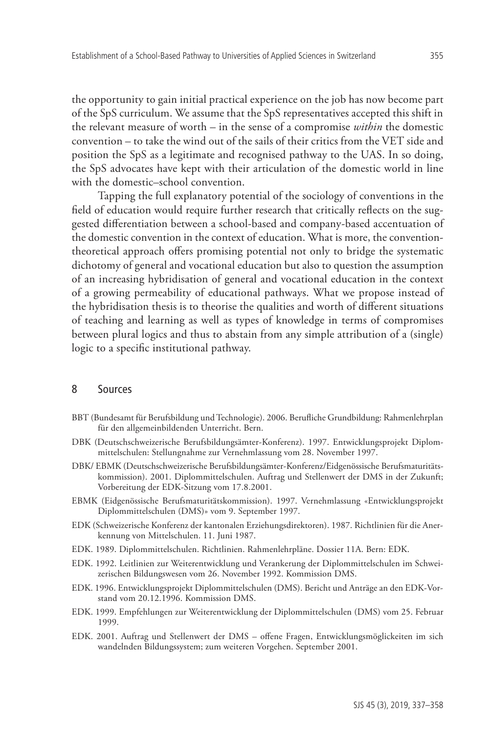the opportunity to gain initial practical experience on the job has now become part of the SpS curriculum. We assume that the SpS representatives accepted this shift in the relevant measure of worth – in the sense of a compromise *within* the domestic convention – to take the wind out of the sails of their critics from the VET side and position the SpS as a legitimate and recognised pathway to the UAS. In so doing, the SpS advocates have kept with their articulation of the domestic world in line with the domestic–school convention.

Tapping the full explanatory potential of the sociology of conventions in the field of education would require further research that critically reflects on the suggested differentiation between a school-based and company-based accentuation of the domestic convention in the context of education. What is more, the convention-theoretical approach offers promising potential not only to bridge the systematic dichotomy of general and vocational education but also to question the assumption of an increasing hybridisation of general and vocational education in the context of a growing permeability of educational pathways. What we propose instead of the hybridisation thesis is to theorise the qualities and worth of different situations of teaching and learning as well as types of knowledge in terms of compromises between plural logics and thus to abstain from any simple attribution of a (single) logic to a specific institutional pathway.

## 8 Sources

BBT (Bundesamt für Berufsbildung und Technologie). 2006. Berufliche Grundbildung: Rahmenlehrplan für den allgemeinbildenden Unterricht. Bern.

DBK (Deutschschweizerische Berufsbildungsämter-Konferenz). 1997. Entwicklungsprojekt Diplommittelschulen: Stellungnahme zur Vernehmlassung vom 28. November 1997.

DBK/ EBMK (Deutschschweizerische Berufsbildungsämter-Konferenz/Eidgenössische Berufsmaturitätskommission). 2001. Diplommittelschulen. Auftrag und Stellenwert der DMS in der Zukunft; Vorbereitung der EDK-Sitzung vom 17.8.2001.

EBMK (Eidgenössische Berufsmaturitätskommission). 1997. Vernehmlassung «Entwicklungsprojekt Diplommittelschulen (DMS)» vom 9. September 1997.

EDK (Schweizerische Konferenz der kantonalen Erziehungsdirektoren). 1987. Richtlinien für die Anerkennung von Mittelschulen. 11. Juni 1987.

EDK. 1989. Diplommittelschulen. Richtlinien. Rahmenlehrpläne. Dossier 11A. Bern: EDK.

EDK. 1992. Leitlinien zur Weiterentwicklung und Verankerung der Diplommittelschulen im Schweizerischen Bildungswesen vom 26. November 1992. Kommission DMS.

EDK. 1996. Entwicklungsprojekt Diplommittelschulen (DMS). Bericht und Anträge an den EDK-Vorstand vom 20.12.1996. Kommission DMS.

EDK. 1999. Empfehlungen zur Weiterentwicklung der Diplommittelschulen (DMS) vom 25. Februar 1999.

EDK. 2001. Auftrag und Stellenwert der DMS – offene Fragen, Entwicklungsmöglickeiten im sich wandelnden Bildungssystem; zum weiteren Vorgehen. September 2001.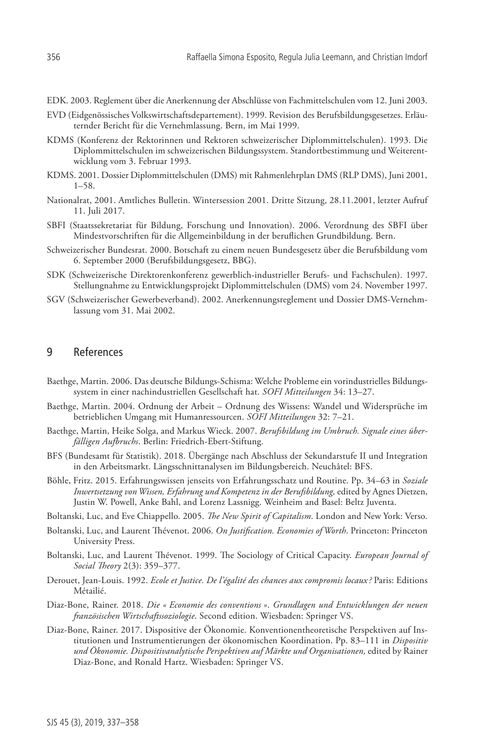EDK. 2003. Reglement über die Anerkennung der Abschlüsse von Fachmittelschulen vom 12. Juni 2003.

EVD (Eidgenössisches Volkswirtschaftsdepartement). 1999. Revision des Berufsbildungsgesetzes. Erläuternder Bericht für die Vernehmlassung. Bern, im Mai 1999.

KDMS (Konferenz der Rektorinnen und Rektoren schweizerischer Diplommittelschulen). 1993. Die Diplommittelschulen im schweizerischen Bildungssystem. Standortbestimmung und Weiterentwicklung vom 3. Februar 1993.

KDMS. 2001. Dossier Diplommittelschulen (DMS) mit Rahmenlehrplan DMS (RLP DMS), Juni 2001, 1–58.

Nationalrat, 2001. Amtliches Bulletin. Wintersession 2001. Dritte Sitzung, 28.11.2001, letzter Aufruf 11. Juli 2017.

SBFI (Staatssekretariat für Bildung, Forschung und Innovation). 2006. Verordnung des SBFI über Mindestvorschriften für die Allgemeinbildung in der beruflichen Grundbildung. Bern.

Schweizerischer Bundesrat. 2000. Botschaft zu einem neuen Bundesgesetz über die Berufsbildung vom 6. September 2000 (Berufsbildungsgesetz, BBG).

SDK (Schweizerische Direktorenkonferenz gewerblich-industrieller Berufs- und Fachschulen). 1997. Stellungnahme zu Entwicklungsprojekt Diplommittelschulen (DMS) vom 24. November 1997.

SGV (Schweizerischer Gewerbeverband). 2002. Anerkennungsreglement und Dossier DMS-Vernehmlassung vom 31. Mai 2002.

## 9 References

Baethge, Martin. 2006. Das deutsche Bildungs-Schisma: Welche Probleme ein vorindustrielles Bildungssystem in einer nachindustriellen Gesellschaft hat. *SOFI Mitteilungen* 34: 13–27.

Baethge, Martin. 2004. Ordnung der Arbeit – Ordnung des Wissens: Wandel und Widersprüche im betrieblichen Umgang mit Humanressourcen. *SOFI Mitteilungen* 32: 7–21.

Baethge, Martin, Heike Solga, and Markus Wieck. 2007. *Berufsbildung im Umbruch. Signale eines überfälligen Aufbruchs*. Berlin: Friedrich-Ebert-Stiftung.

BFS (Bundesamt für Statistik). 2018. Übergänge nach Abschluss der Sekundarstufe II und Integration in den Arbeitsmarkt. Längsschnittanalysen im Bildungsbereich. Neuchâtel: BFS.

Böhle, Fritz. 2015. Erfahrungswissen jenseits von Erfahrungsschatz und Routine. Pp. 34–63 in *Soziale Inwertsetzung von Wissen, Erfahrung und Kompetenz in der Berufsbildung,* edited by Agnes Dietzen, Justin W. Powell, Anke Bahl, and Lorenz Lassnigg. Weinheim and Basel: Beltz Juventa.

Boltanski, Luc, and Eve Chiappello. 2005. *The New Spirit of Capitalism*. London and New York: Verso.

Boltanski, Luc, and Laurent Thévenot. 2006. *On Justification. Economies of Worth*. Princeton: Princeton University Press.

Boltanski, Luc, and Laurent Thévenot. 1999. The Sociology of Critical Capacity. *European Journal of Social Theory* 2(3): 359–377.

Derouet, Jean-Louis. 1992. *Ecole et Justice. De l'égalité des chances aux compromis locaux?* Paris: Editions Métailié.

Diaz-Bone, Rainer. 2018. *Die « Economie des conventions ». Grundlagen und Entwicklungen der neuen französischen Wirtschaftssoziologie*. Second edition. Wiesbaden: Springer VS.

Diaz-Bone, Rainer. 2017. Dispositive der Ökonomie. Konventionentheoretische Perspektiven auf Institutionen und Instrumentierungen der ökonomischen Koordination. Pp. 83–111 in *Dispositiv und Ökonomie. Dispositivanalytische Perspektiven auf Märkte und Organisationen,* edited by Rainer Diaz-Bone, and Ronald Hartz. Wiesbaden: Springer VS.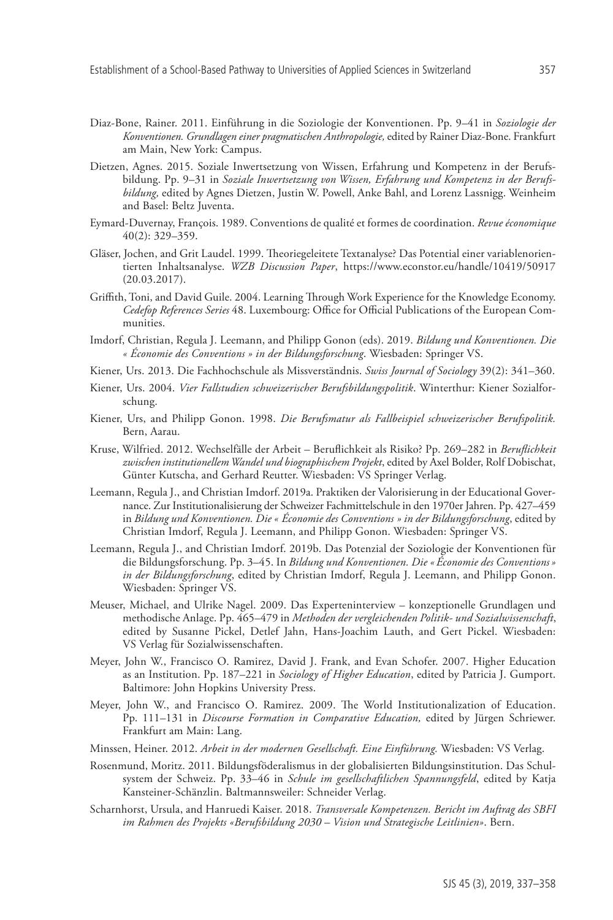Diaz-Bone, Rainer. 2011. Einführung in die Soziologie der Konventionen. Pp. 9–41 in *Soziologie der Konventionen. Grundlagen einer pragmatischen Anthropologie,* edited by Rainer Diaz-Bone. Frankfurt am Main, New York: Campus.

Dietzen, Agnes. 2015. Soziale Inwertsetzung von Wissen, Erfahrung und Kompetenz in der Berufsbildung. Pp. 9–31 in *Soziale Inwertsetzung von Wissen, Erfahrung und Kompetenz in der Berufsbildung,* edited by Agnes Dietzen, Justin W. Powell, Anke Bahl, and Lorenz Lassnigg. Weinheim and Basel: Beltz Juventa.

Eymard-Duvernay, François. 1989. Conventions de qualité et formes de coordination. *Revue économique* 40(2): 329–359.

Gläser, Jochen, and Grit Laudel. 1999. Theoriegeleitete Textanalyse? Das Potential einer variablenorientierten Inhaltsanalyse. *WZB Discussion Paper*, https://www.econstor.eu/handle/10419/50917 (20.03.2017).

Griffith, Toni, and David Guile. 2004. Learning Through Work Experience for the Knowledge Economy. *Cedefop References Series* 48. Luxembourg: Office for Official Publications of the European Communities.

Imdorf, Christian, Regula J. Leemann, and Philipp Gonon (eds). 2019. *Bildung und Konventionen. Die « Économie des Conventions » in der Bildungsforschung*. Wiesbaden: Springer VS.

Kiener, Urs. 2013. Die Fachhochschule als Missverständnis. *Swiss Journal of Sociology* 39(2): 341–360.

Kiener, Urs. 2004. *Vier Fallstudien schweizerischer Berufsbildungspolitik*. Winterthur: Kiener Sozialforschung.

Kiener, Urs, and Philipp Gonon. 1998. *Die Berufsmatur als Fallbeispiel schweizerischer Berufspolitik.* Bern, Aarau.

Kruse, Wilfried. 2012. Wechselfälle der Arbeit – Beruflichkeit als Risiko? Pp. 269–282 in *Beruflichkeit zwischen institutionellem Wandel und biographischem Projekt*, edited by Axel Bolder, Rolf Dobischat, Günter Kutscha, and Gerhard Reutter. Wiesbaden: VS Springer Verlag.

Leemann, Regula J., and Christian Imdorf. 2019a. Praktiken der Valorisierung in der Educational Governance. Zur Institutionalisierung der Schweizer Fachmittelschule in den 1970er Jahren. Pp. 427–459 in *Bildung und Konventionen. Die « Économie des Conventions » in der Bildungsforschung*, edited by Christian Imdorf, Regula J. Leemann, and Philipp Gonon. Wiesbaden: Springer VS.

Leemann, Regula J., and Christian Imdorf. 2019b. Das Potenzial der Soziologie der Konventionen für die Bildungsforschung. Pp. 3–45. In *Bildung und Konventionen. Die « Économie des Conventions » in der Bildungsforschung*, edited by Christian Imdorf, Regula J. Leemann, and Philipp Gonon. Wiesbaden: Springer VS.

Meuser, Michael, and Ulrike Nagel. 2009. Das Experteninterview – konzeptionelle Grundlagen und methodische Anlage. Pp. 465–479 in *Methoden der vergleichenden Politik- und Sozialwissenschaft*, edited by Susanne Pickel, Detlef Jahn, Hans-Joachim Lauth, and Gert Pickel. Wiesbaden: VS Verlag für Sozialwissenschaften.

Meyer, John W., Francisco O. Ramirez, David J. Frank, and Evan Schofer. 2007. Higher Education as an Institution. Pp. 187–221 in *Sociology of Higher Education*, edited by Patricia J. Gumport. Baltimore: John Hopkins University Press.

Meyer, John W., and Francisco O. Ramirez. 2009. The World Institutionalization of Education. Pp. 111–131 in *Discourse Formation in Comparative Education,* edited by Jürgen Schriewer. Frankfurt am Main: Lang.

Minssen, Heiner. 2012. *Arbeit in der modernen Gesellschaft. Eine Einführung.* Wiesbaden: VS Verlag.

Rosenmund, Moritz. 2011. Bildungsföderalismus in der globalisierten Bildungsinstitution. Das Schulsystem der Schweiz. Pp. 33–46 in *Schule im gesellschaftlichen Spannungsfeld*, edited by Katja Kansteiner-Schänzlin. Baltmannsweiler: Schneider Verlag.

Scharnhorst, Ursula, and Hanruedi Kaiser. 2018. *Transversale Kompetenzen. Bericht im Auftrag des SBFI im Rahmen des Projekts «Berufsbildung 2030 – Vision und Strategische Leitlinien»*. Bern.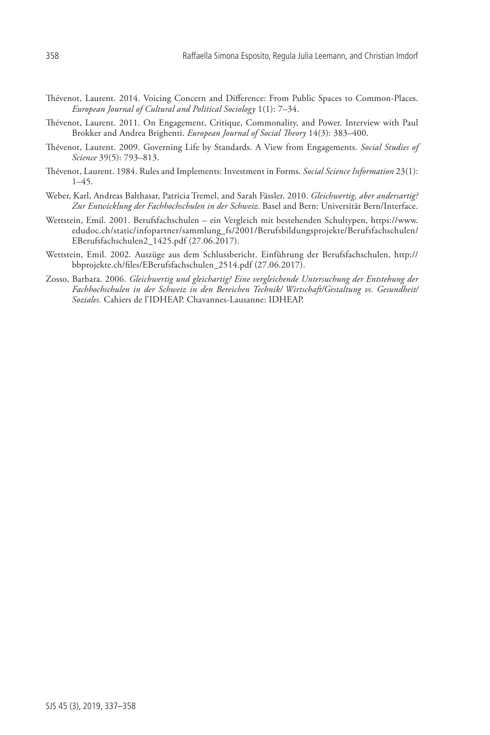Thévenot, Laurent. 2014. Voicing Concern and Difference: From Public Spaces to Common-Places. *European Journal of Cultural and Political Sociology* 1(1): 7–34.

Thévenot, Laurent. 2011. On Engagement, Critique, Commonality, and Power. Interview with Paul Brokker and Andrea Brighenti. *European Journal of Social Theory* 14(3): 383–400.

Thévenot, Laurent. 2009. Governing Life by Standards. A View from Engagements. *Social Studies of Science* 39(5): 793–813.

Thévenot, Laurent. 1984. Rules and Implements: Investment in Forms. *Social Science Information* 23(1): 1–45.

Weber, Karl, Andreas Balthasar, Patricia Tremel, and Sarah Fässler. 2010. *Gleichwertig, aber andersartig? Zur Entwicklung der Fachhochschulen in der Schweiz*. Basel and Bern: Universität Bern/Interface.

Wettstein, Emil. 2001. Berufsfachschulen – ein Vergleich mit bestehenden Schultypen, https://www.edudoc.ch/static/infopartner/sammlung_fs/2001/Berufsbildungsprojekte/Berufsfachschulen/EBerufsfachschulen2_1425.pdf (27.06.2017).

Wettstein, Emil. 2002. Auszüge aus dem Schlussbericht. Einführung der Berufsfachschulen, http://bbprojekte.ch/files/EBerufsfachschulen_2514.pdf (27.06.2017).

Zosso, Barbara. 2006. *Gleichwertig und gleichartig? Eine vergleichende Untersuchung der Entstehung der Fachhochschulen in der Schweiz in den Bereichen Technik/ Wirtschaft/Gestaltung vs. Gesundheit/ Soziales.* Cahiers de l'IDHEAP. Chavannes-Lausanne: IDHEAP.